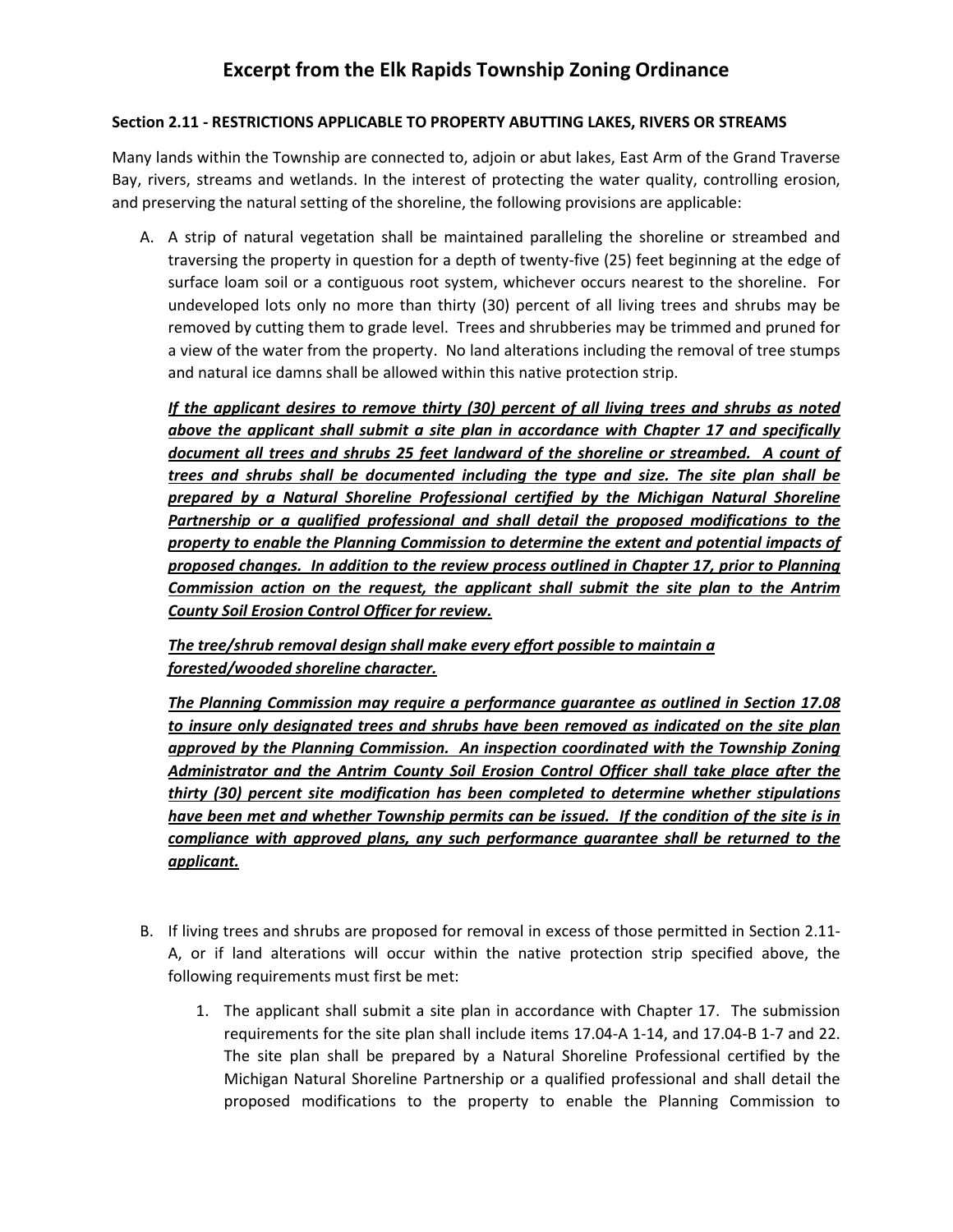# Excerpt from the Elk Rapids Township Zoning Ordinance

**Section 2.11 - RESTRICTIONS APPLICABLE TO PROPERTY ABUTTING LAKES, RIVERS OR STREAMS**

Many lands within the Township are connected to, adjoin or abut lakes, East Arm of the Grand Traverse Bay, rivers, streams and wetlands. In the interest of protecting the water quality, controlling erosion, and preserving the natural setting of the shoreline, the following provisions are applicable:

A. A strip of natural vegetation shall be maintained paralleling the shoreline or streambed and traversing the property in question for a depth of twenty-five (25) feet beginning at the edge of surface loam soil or a contiguous root system, whichever occurs nearest to the shoreline. For undeveloped lots only no more than thirty (30) percent of all living trees and shrubs may be removed by cutting them to grade level. Trees and shrubberies may be trimmed and pruned for a view of the water from the property. No land alterations including the removal of tree stumps and natural ice damns shall be allowed within this native protection strip.

   ***If the applicant desires to remove thirty (30) percent of all living trees and shrubs as noted above the applicant shall submit a site plan in accordance with Chapter 17 and specifically document all trees and shrubs 25 feet landward of the shoreline or streambed. A count of trees and shrubs shall be documented including the type and size. The site plan shall be prepared by a Natural Shoreline Professional certified by the Michigan Natural Shoreline Partnership or a qualified professional and shall detail the proposed modifications to the property to enable the Planning Commission to determine the extent and potential impacts of proposed changes. In addition to the review process outlined in Chapter 17, prior to Planning Commission action on the request, the applicant shall submit the site plan to the Antrim County Soil Erosion Control Officer for review.***

   ***The tree/shrub removal design shall make every effort possible to maintain a forested/wooded shoreline character.***

   ***The Planning Commission may require a performance guarantee as outlined in Section 17.08 to insure only designated trees and shrubs have been removed as indicated on the site plan approved by the Planning Commission. An inspection coordinated with the Township Zoning Administrator and the Antrim County Soil Erosion Control Officer shall take place after the thirty (30) percent site modification has been completed to determine whether stipulations have been met and whether Township permits can be issued. If the condition of the site is in compliance with approved plans, any such performance guarantee shall be returned to the applicant.***

B. If living trees and shrubs are proposed for removal in excess of those permitted in Section 2.11-A, or if land alterations will occur within the native protection strip specified above, the following requirements must first be met:

   1. The applicant shall submit a site plan in accordance with Chapter 17. The submission requirements for the site plan shall include items 17.04-A 1-14, and 17.04-B 1-7 and 22. The site plan shall be prepared by a Natural Shoreline Professional certified by the Michigan Natural Shoreline Partnership or a qualified professional and shall detail the proposed modifications to the property to enable the Planning Commission to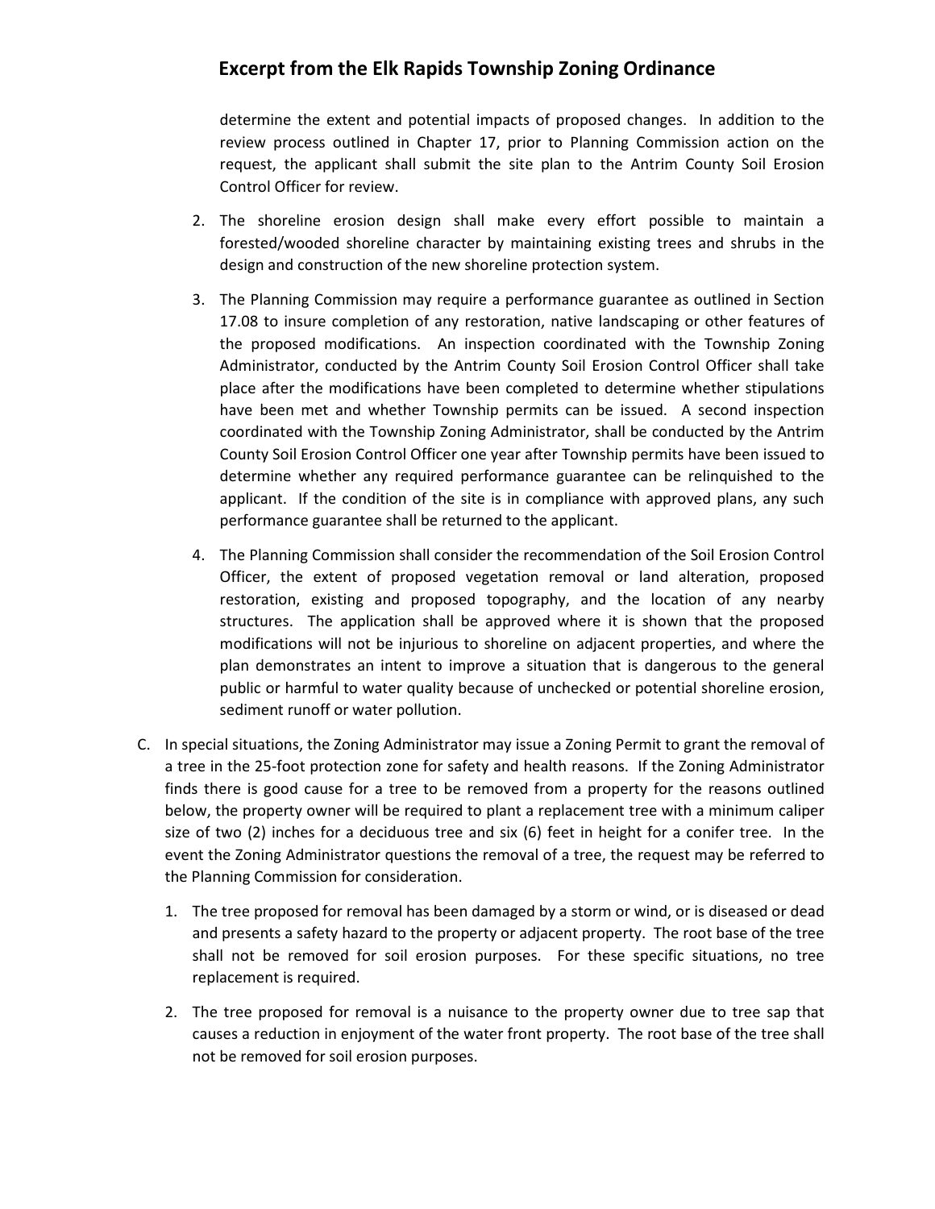determine the extent and potential impacts of proposed changes. In addition to the review process outlined in Chapter 17, prior to Planning Commission action on the request, the applicant shall submit the site plan to the Antrim County Soil Erosion Control Officer for review.

2. The shoreline erosion design shall make every effort possible to maintain a forested/wooded shoreline character by maintaining existing trees and shrubs in the design and construction of the new shoreline protection system.

3. The Planning Commission may require a performance guarantee as outlined in Section 17.08 to insure completion of any restoration, native landscaping or other features of the proposed modifications. An inspection coordinated with the Township Zoning Administrator, conducted by the Antrim County Soil Erosion Control Officer shall take place after the modifications have been completed to determine whether stipulations have been met and whether Township permits can be issued. A second inspection coordinated with the Township Zoning Administrator, shall be conducted by the Antrim County Soil Erosion Control Officer one year after Township permits have been issued to determine whether any required performance guarantee can be relinquished to the applicant. If the condition of the site is in compliance with approved plans, any such performance guarantee shall be returned to the applicant.

4. The Planning Commission shall consider the recommendation of the Soil Erosion Control Officer, the extent of proposed vegetation removal or land alteration, proposed restoration, existing and proposed topography, and the location of any nearby structures. The application shall be approved where it is shown that the proposed modifications will not be injurious to shoreline on adjacent properties, and where the plan demonstrates an intent to improve a situation that is dangerous to the general public or harmful to water quality because of unchecked or potential shoreline erosion, sediment runoff or water pollution.

C. In special situations, the Zoning Administrator may issue a Zoning Permit to grant the removal of a tree in the 25-foot protection zone for safety and health reasons. If the Zoning Administrator finds there is good cause for a tree to be removed from a property for the reasons outlined below, the property owner will be required to plant a replacement tree with a minimum caliper size of two (2) inches for a deciduous tree and six (6) feet in height for a conifer tree. In the event the Zoning Administrator questions the removal of a tree, the request may be referred to the Planning Commission for consideration.

   1. The tree proposed for removal has been damaged by a storm or wind, or is diseased or dead and presents a safety hazard to the property or adjacent property. The root base of the tree shall not be removed for soil erosion purposes. For these specific situations, no tree replacement is required.

   2. The tree proposed for removal is a nuisance to the property owner due to tree sap that causes a reduction in enjoyment of the water front property. The root base of the tree shall not be removed for soil erosion purposes.